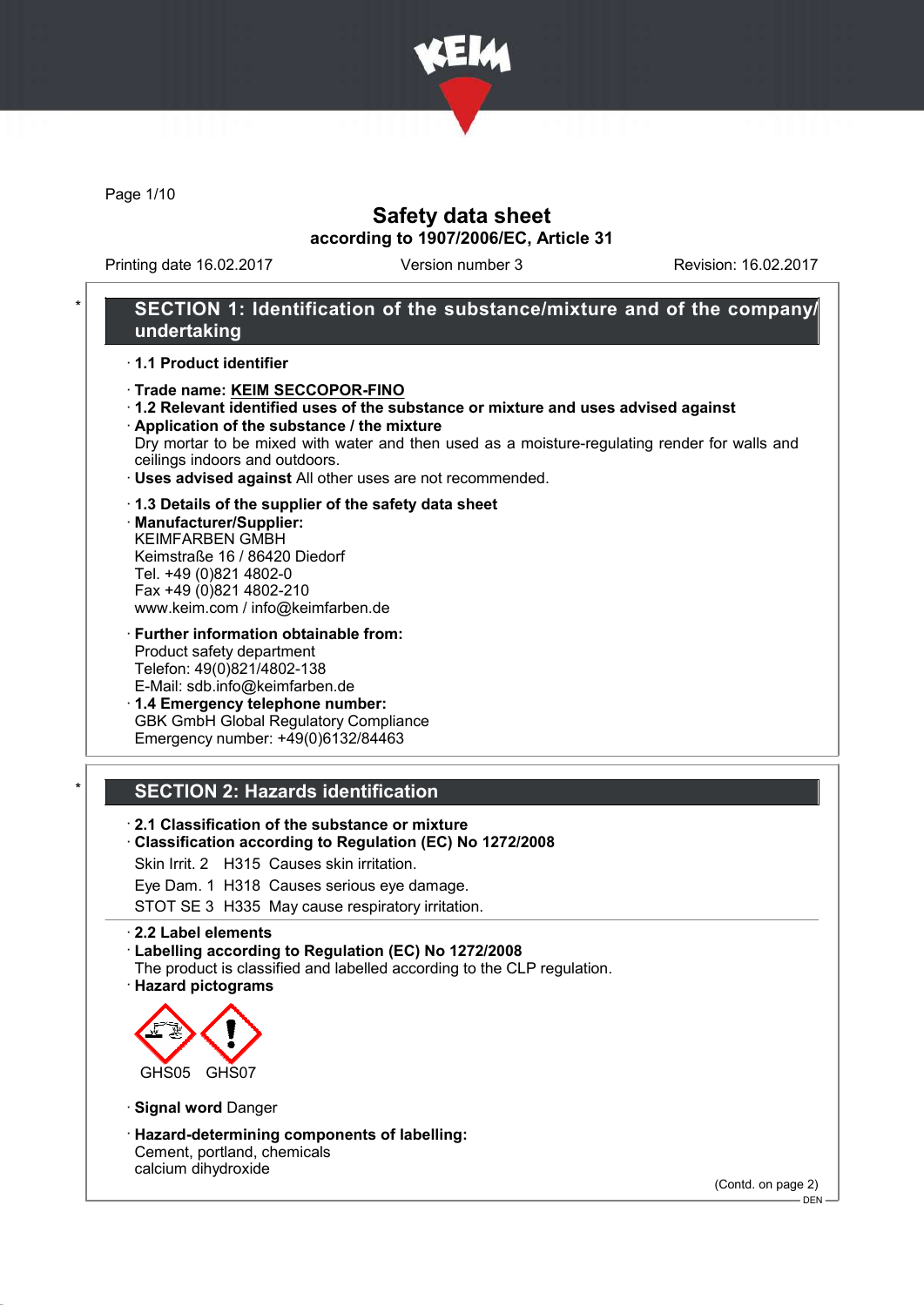# Safety data sheet

**according to 1907/2006/EC, Article 31**

Printing date 16.02.2017 | Version number 3 | Revision: 16.02.2017

## * SECTION 1: Identification of the substance/mixture and of the company/undertaking

· **1.1 Product identifier**

· **Trade name: KEIM SECCOPOR-FINO**

· **1.2 Relevant identified uses of the substance or mixture and uses advised against**

· **Application of the substance / the mixture**

Dry mortar to be mixed with water and then used as a moisture-regulating render for walls and ceilings indoors and outdoors.

· **Uses advised against** All other uses are not recommended.

· **1.3 Details of the supplier of the safety data sheet**

· **Manufacturer/Supplier:**

KEIMFARBEN GMBH
Keimstraße 16 / 86420 Diedorf
Tel. +49 (0)821 4802-0
Fax +49 (0)821 4802-210
www.keim.com / info@keimfarben.de

· **Further information obtainable from:**

Product safety department
Telefon: 49(0)821/4802-138
E-Mail: sdb.info@keimfarben.de

· **1.4 Emergency telephone number:**

GBK GmbH Global Regulatory Compliance
Emergency number: +49(0)6132/84463

## * SECTION 2: Hazards identification

· **2.1 Classification of the substance or mixture**

· **Classification according to Regulation (EC) No 1272/2008**

Skin Irrit. 2 H315 Causes skin irritation.

Eye Dam. 1 H318 Causes serious eye damage.

STOT SE 3 H335 May cause respiratory irritation.

· **2.2 Label elements**

· **Labelling according to Regulation (EC) No 1272/2008**

The product is classified and labelled according to the CLP regulation.

· **Hazard pictograms**

GHS05 GHS07

· **Signal word** Danger

· **Hazard-determining components of labelling:**

Cement, portland, chemicals
calcium dihydroxide

(Contd. on page 2)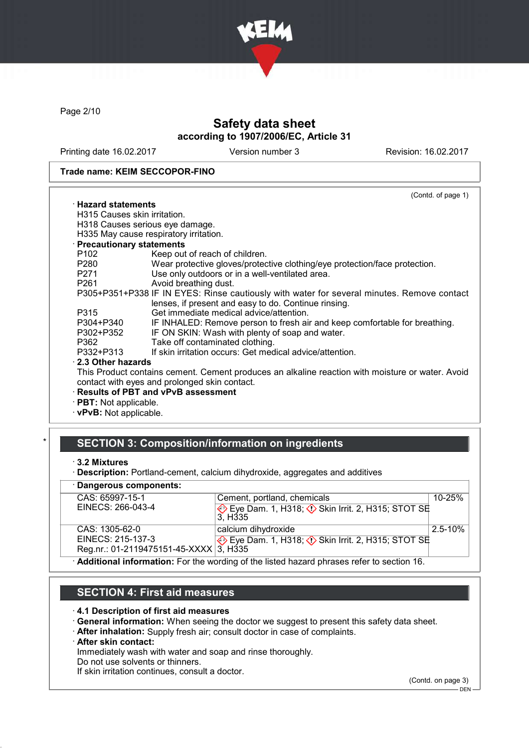Safety data sheet
according to 1907/2006/EC, Article 31

Printing date 16.02.2017 Version number 3 Revision: 16.02.2017

**Trade name: KEIM SECCOPOR-FINO**

(Contd. of page 1)

· **Hazard statements**
H315 Causes skin irritation.
H318 Causes serious eye damage.
H335 May cause respiratory irritation.

· **Precautionary statements**

| | |
|---|---|
| P102 | Keep out of reach of children. |
| P280 | Wear protective gloves/protective clothing/eye protection/face protection. |
| P271 | Use only outdoors or in a well-ventilated area. |
| P261 | Avoid breathing dust. |
| P305+P351+P338 | IF IN EYES: Rinse cautiously with water for several minutes. Remove contact lenses, if present and easy to do. Continue rinsing. |
| P315 | Get immediate medical advice/attention. |
| P304+P340 | IF INHALED: Remove person to fresh air and keep comfortable for breathing. |
| P302+P352 | IF ON SKIN: Wash with plenty of soap and water. |
| P362 | Take off contaminated clothing. |
| P332+P313 | If skin irritation occurs: Get medical advice/attention. |

· **2.3 Other hazards**
This Product contains cement. Cement produces an alkaline reaction with moisture or water. Avoid contact with eyes and prolonged skin contact.

· **Results of PBT and vPvB assessment**
· **PBT:** Not applicable.
· **vPvB:** Not applicable.

## SECTION 3: Composition/information on ingredients

· **3.2 Mixtures**
· **Description:** Portland-cement, calcium dihydroxide, aggregates and additives

· **Dangerous components:**

| | | |
|---|---|---|
| CAS: 65997-15-1<br>EINECS: 266-043-4 | Cement, portland, chemicals<br>Eye Dam. 1, H318; Skin Irrit. 2, H315; STOT SE 3, H335 | 10-25% |
| CAS: 1305-62-0<br>EINECS: 215-137-3<br>Reg.nr.: 01-2119475151-45-XXXX | calcium dihydroxide<br>Eye Dam. 1, H318; Skin Irrit. 2, H315; STOT SE 3, H335 | 2.5-10% |

· **Additional information:** For the wording of the listed hazard phrases refer to section 16.

## SECTION 4: First aid measures

· **4.1 Description of first aid measures**
· **General information:** When seeing the doctor we suggest to present this safety data sheet.
· **After inhalation:** Supply fresh air; consult doctor in case of complaints.
· **After skin contact:**
Immediately wash with water and soap and rinse thoroughly.
Do not use solvents or thinners.
If skin irritation continues, consult a doctor.

(Contd. on page 3)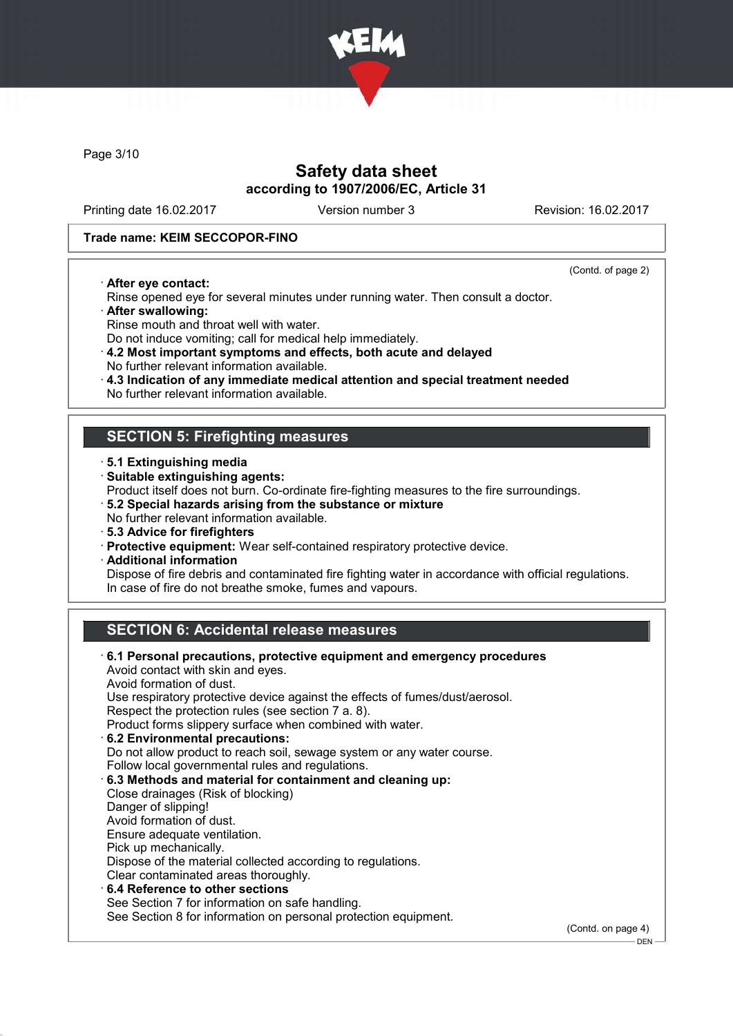**Trade name: KEIM SECCOPOR-FINO**

(Contd. of page 2)

· **After eye contact:**
Rinse opened eye for several minutes under running water. Then consult a doctor.

· **After swallowing:**
Rinse mouth and throat well with water.
Do not induce vomiting; call for medical help immediately.

· **4.2 Most important symptoms and effects, both acute and delayed**
No further relevant information available.

· **4.3 Indication of any immediate medical attention and special treatment needed**
No further relevant information available.

## SECTION 5: Firefighting measures

· **5.1 Extinguishing media**

· **Suitable extinguishing agents:**
Product itself does not burn. Co-ordinate fire-fighting measures to the fire surroundings.

· **5.2 Special hazards arising from the substance or mixture**
No further relevant information available.

· **5.3 Advice for firefighters**

· **Protective equipment:** Wear self-contained respiratory protective device.

· **Additional information**
Dispose of fire debris and contaminated fire fighting water in accordance with official regulations.
In case of fire do not breathe smoke, fumes and vapours.

## SECTION 6: Accidental release measures

· **6.1 Personal precautions, protective equipment and emergency procedures**
Avoid contact with skin and eyes.
Avoid formation of dust.
Use respiratory protective device against the effects of fumes/dust/aerosol.
Respect the protection rules (see section 7 a. 8).
Product forms slippery surface when combined with water.

· **6.2 Environmental precautions:**
Do not allow product to reach soil, sewage system or any water course.
Follow local governmental rules and regulations.

· **6.3 Methods and material for containment and cleaning up:**
Close drainages (Risk of blocking)
Danger of slipping!
Avoid formation of dust.
Ensure adequate ventilation.
Pick up mechanically.
Dispose of the material collected according to regulations.
Clear contaminated areas thoroughly.

· **6.4 Reference to other sections**
See Section 7 for information on safe handling.
See Section 8 for information on personal protection equipment.

(Contd. on page 4)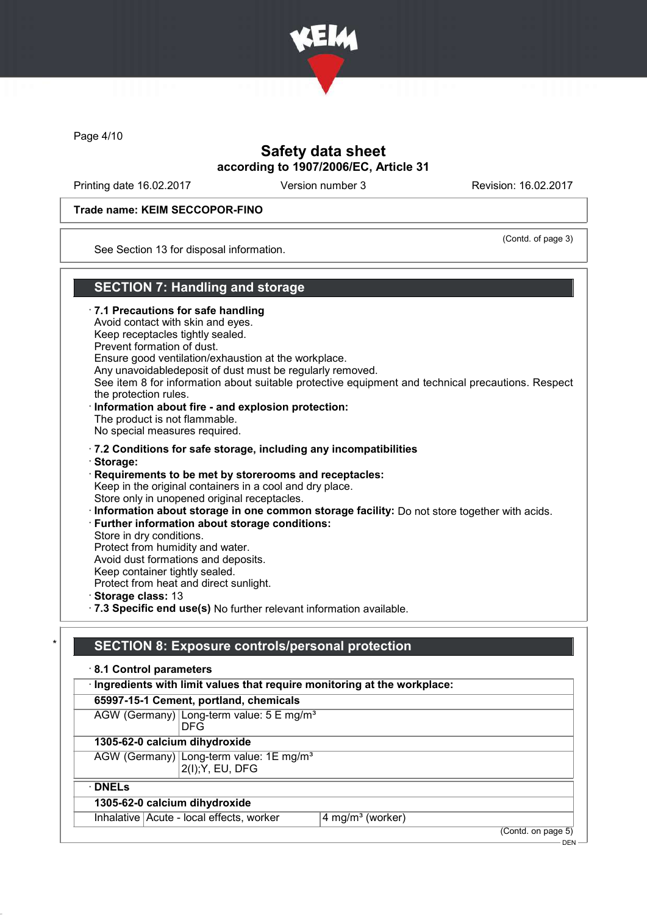Trade name: KEIM SECCOPOR-FINO

(Contd. of page 3)

See Section 13 for disposal information.

## SECTION 7: Handling and storage

· **7.1 Precautions for safe handling**
Avoid contact with skin and eyes.
Keep receptacles tightly sealed.
Prevent formation of dust.
Ensure good ventilation/exhaustion at the workplace.
Any unavoidabledeposit of dust must be regularly removed.
See item 8 for information about suitable protective equipment and technical precautions. Respect the protection rules.

· **Information about fire - and explosion protection:**
The product is not flammable.
No special measures required.

· **7.2 Conditions for safe storage, including any incompatibilities**
· **Storage:**
· **Requirements to be met by storerooms and receptacles:**
Keep in the original containers in a cool and dry place.
Store only in unopened original receptacles.
· **Information about storage in one common storage facility:** Do not store together with acids.
· **Further information about storage conditions:**
Store in dry conditions.
Protect from humidity and water.
Avoid dust formations and deposits.
Keep container tightly sealed.
Protect from heat and direct sunlight.
· **Storage class:** 13
· **7.3 Specific end use(s)** No further relevant information available.

## * SECTION 8: Exposure controls/personal protection

· **8.1 Control parameters**

| · **Ingredients with limit values that require monitoring at the workplace:** | |
|---|---|
| **65997-15-1 Cement, portland, chemicals** | |
| AGW (Germany) | Long-term value: 5 E mg/m³<br>DFG |
| **1305-62-0 calcium dihydroxide** | |
| AGW (Germany) | Long-term value: 1E mg/m³<br>2(I);Y, EU, DFG |

| · **DNELs** | | |
|---|---|---|
| **1305-62-0 calcium dihydroxide** | | |
| Inhalative | Acute - local effects, worker | 4 mg/m³ (worker) |

(Contd. on page 5)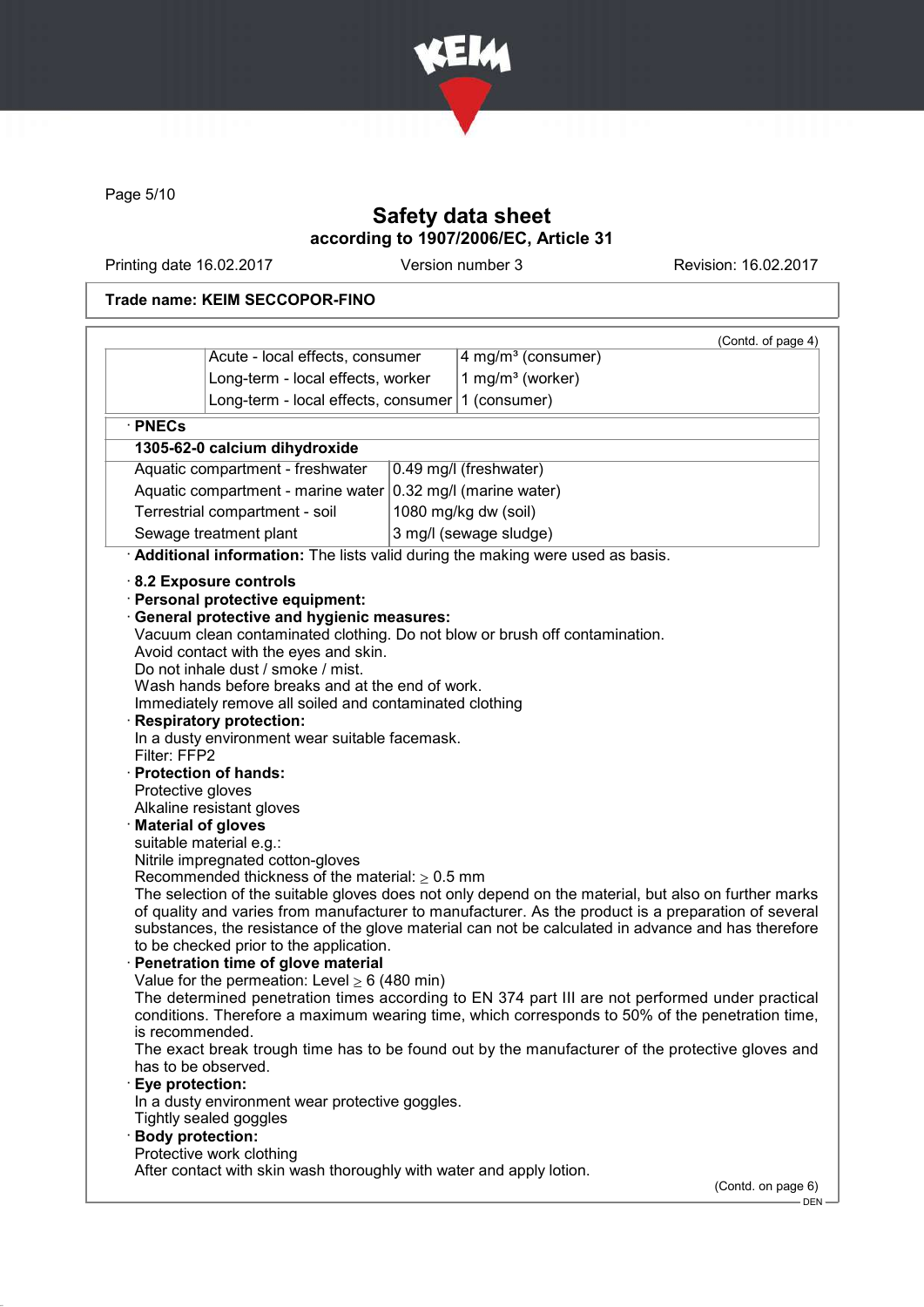**Trade name: KEIM SECCOPOR-FINO**

(Contd. of page 4)

| | | |
|---|---|---|
| | Acute - local effects, consumer | 4 mg/m³ (consumer) |
| | Long-term - local effects, worker | 1 mg/m³ (worker) |
| | Long-term - local effects, consumer | 1 (consumer) |

· **PNECs**

| **1305-62-0 calcium dihydroxide** | |
|---|---|
| Aquatic compartment - freshwater | 0.49 mg/l (freshwater) |
| Aquatic compartment - marine water | 0.32 mg/l (marine water) |
| Terrestrial compartment - soil | 1080 mg/kg dw (soil) |
| Sewage treatment plant | 3 mg/l (sewage sludge) |

· **Additional information:** The lists valid during the making were used as basis.

· **8.2 Exposure controls**

· **Personal protective equipment:**

· **General protective and hygienic measures:**
Vacuum clean contaminated clothing. Do not blow or brush off contamination.
Avoid contact with the eyes and skin.
Do not inhale dust / smoke / mist.
Wash hands before breaks and at the end of work.
Immediately remove all soiled and contaminated clothing

· **Respiratory protection:**
In a dusty environment wear suitable facemask.
Filter: FFP2

· **Protection of hands:**
Protective gloves
Alkaline resistant gloves

· **Material of gloves**
suitable material e.g.:
Nitrile impregnated cotton-gloves
Recommended thickness of the material: ≥ 0.5 mm
The selection of the suitable gloves does not only depend on the material, but also on further marks of quality and varies from manufacturer to manufacturer. As the product is a preparation of several substances, the resistance of the glove material can not be calculated in advance and has therefore to be checked prior to the application.

· **Penetration time of glove material**
Value for the permeation: Level ≥ 6 (480 min)
The determined penetration times according to EN 374 part III are not performed under practical conditions. Therefore a maximum wearing time, which corresponds to 50% of the penetration time, is recommended.
The exact break trough time has to be found out by the manufacturer of the protective gloves and has to be observed.

· **Eye protection:**
In a dusty environment wear protective goggles.
Tightly sealed goggles

· **Body protection:**
Protective work clothing
After contact with skin wash thoroughly with water and apply lotion.

(Contd. on page 6)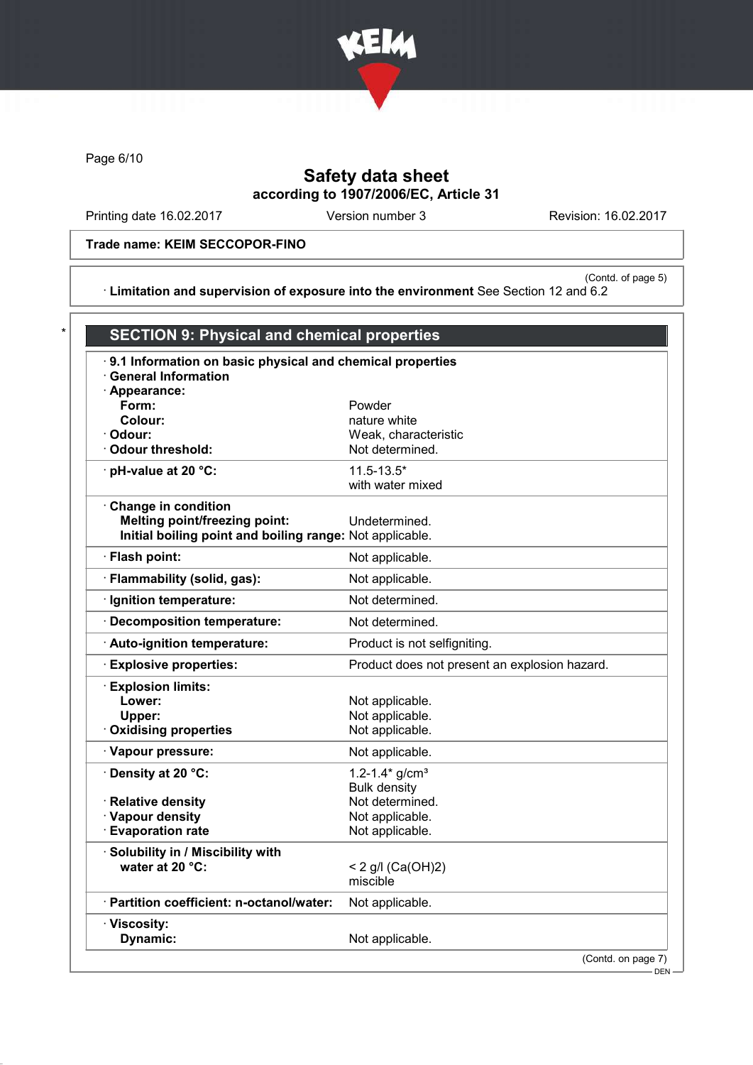**Trade name: KEIM SECCOPOR-FINO**

(Contd. of page 5)

· **Limitation and supervision of exposure into the environment** See Section 12 and 6.2

\* 

## SECTION 9: Physical and chemical properties

· **9.1 Information on basic physical and chemical properties**

· **General Information**

| Property | Value |
|---|---|
| · **Appearance:** | |
| **Form:** | Powder |
| **Colour:** | nature white |
| · **Odour:** | Weak, characteristic |
| · **Odour threshold:** | Not determined. |
| · **pH-value at 20 °C:** | 11.5-13.5* with water mixed |
| · **Change in condition** | |
| **Melting point/freezing point:** | Undetermined. |
| **Initial boiling point and boiling range:** | Not applicable. |
| · **Flash point:** | Not applicable. |
| · **Flammability (solid, gas):** | Not applicable. |
| · **Ignition temperature:** | Not determined. |
| · **Decomposition temperature:** | Not determined. |
| · **Auto-ignition temperature:** | Product is not selfigniting. |
| · **Explosive properties:** | Product does not present an explosion hazard. |
| · **Explosion limits:** | |
| **Lower:** | Not applicable. |
| **Upper:** | Not applicable. |
| · **Oxidising properties** | Not applicable. |
| · **Vapour pressure:** | Not applicable. |
| · **Density at 20 °C:** | 1.2-1.4* g/cm³ Bulk density |
| · **Relative density** | Not determined. |
| · **Vapour density** | Not applicable. |
| · **Evaporation rate** | Not applicable. |
| · **Solubility in / Miscibility with water at 20 °C:** | < 2 g/l ($Ca(OH)_2$) miscible |
| · **Partition coefficient: n-octanol/water:** | Not applicable. |
| · **Viscosity:** | |
| **Dynamic:** | Not applicable. |

(Contd. on page 7)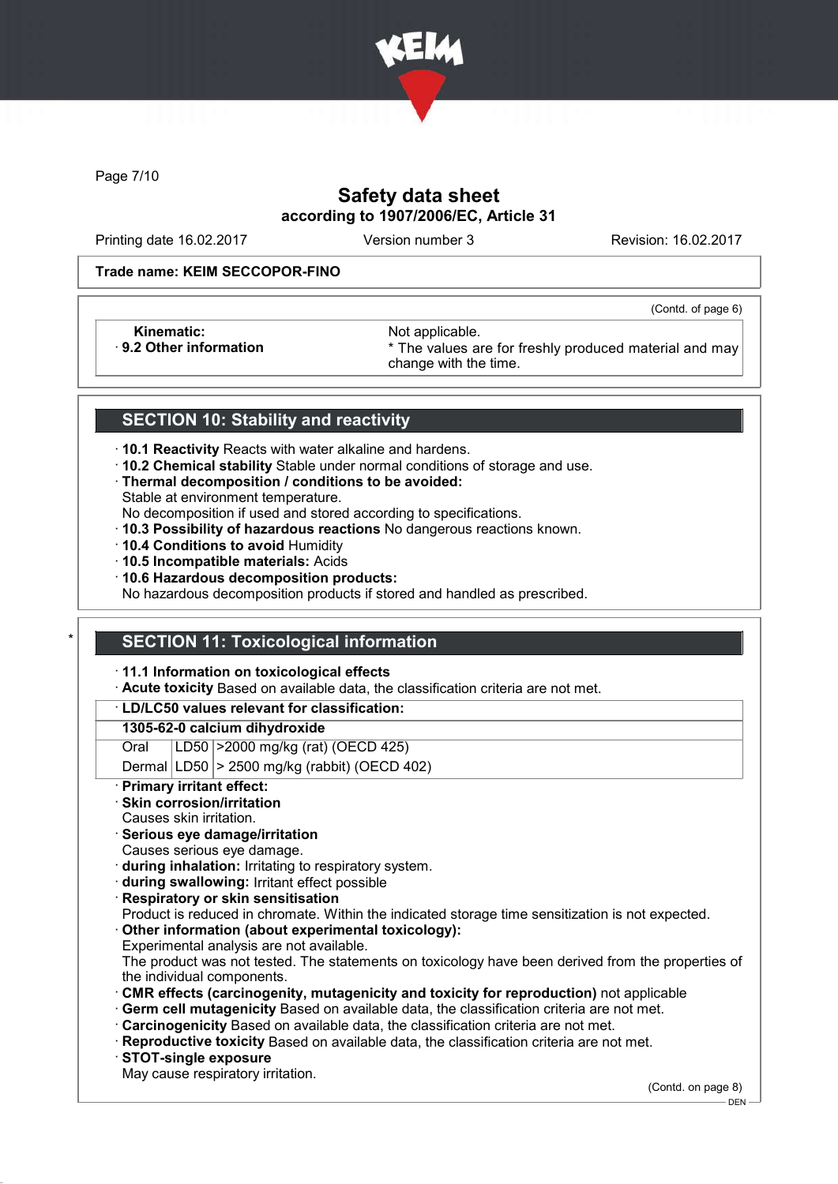Trade name: KEIM SECCOPOR-FINO

(Contd. of page 6)

| | |
|---|---|
| **Kinematic:** | Not applicable. |
| · **9.2 Other information** | * The values are for freshly produced material and may change with the time. |

## SECTION 10: Stability and reactivity

· **10.1 Reactivity** Reacts with water alkaline and hardens.
· **10.2 Chemical stability** Stable under normal conditions of storage and use.
· **Thermal decomposition / conditions to be avoided:**
Stable at environment temperature.
No decomposition if used and stored according to specifications.
· **10.3 Possibility of hazardous reactions** No dangerous reactions known.
· **10.4 Conditions to avoid** Humidity
· **10.5 Incompatible materials:** Acids
· **10.6 Hazardous decomposition products:**
No hazardous decomposition products if stored and handled as prescribed.

\*

## SECTION 11: Toxicological information

· **11.1 Information on toxicological effects**
· **Acute toxicity** Based on available data, the classification criteria are not met.

· **LD/LC50 values relevant for classification:**

| **1305-62-0 calcium dihydroxide** | | |
|---|---|---|
| Oral | LD50 | >2000 mg/kg (rat) (OECD 425) |
| Dermal | LD50 | > 2500 mg/kg (rabbit) (OECD 402) |

· **Primary irritant effect:**
· **Skin corrosion/irritation**
Causes skin irritation.
· **Serious eye damage/irritation**
Causes serious eye damage.
· **during inhalation:** Irritating to respiratory system.
· **during swallowing:** Irritant effect possible
· **Respiratory or skin sensitisation**
Product is reduced in chromate. Within the indicated storage time sensitization is not expected.
· **Other information (about experimental toxicology):**
Experimental analysis are not available.
The product was not tested. The statements on toxicology have been derived from the properties of the individual components.
· **CMR effects (carcinogenity, mutagenicity and toxicity for reproduction)** not applicable
· **Germ cell mutagenicity** Based on available data, the classification criteria are not met.
· **Carcinogenicity** Based on available data, the classification criteria are not met.
· **Reproductive toxicity** Based on available data, the classification criteria are not met.
· **STOT-single exposure**
May cause respiratory irritation.

(Contd. on page 8)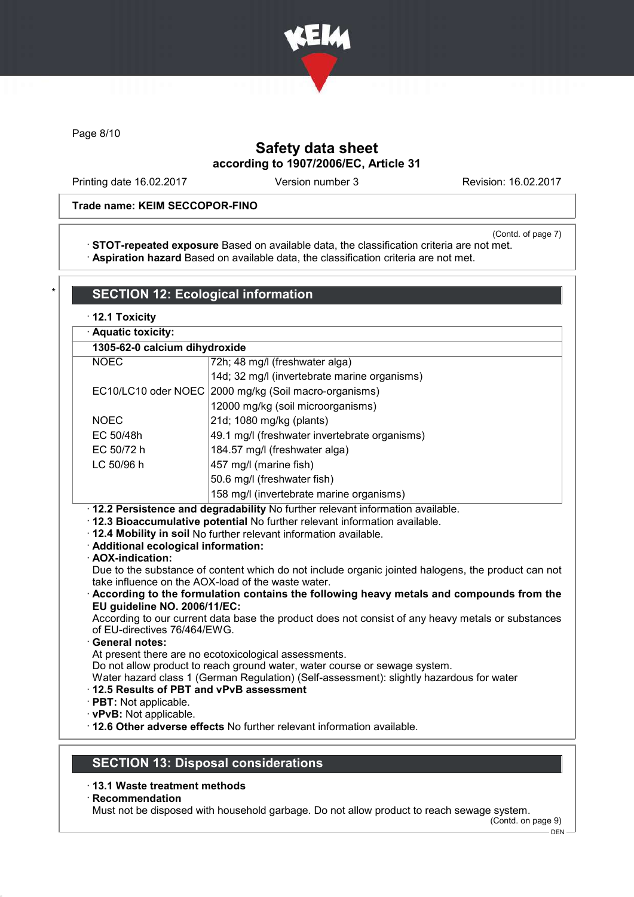(Contd. of page 7)

· **STOT-repeated exposure** Based on available data, the classification criteria are not met.
· **Aspiration hazard** Based on available data, the classification criteria are not met.

## SECTION 12: Ecological information

· **12.1 Toxicity**

| · **Aquatic toxicity:** | |
|---|---|
| **1305-62-0 calcium dihydroxide** | |
| NOEC | 72h; 48 mg/l (freshwater alga) |
| | 14d; 32 mg/l (invertebrate marine organisms) |
| EC10/LC10 oder NOEC | 2000 mg/kg (Soil macro-organisms) |
| | 12000 mg/kg (soil microorganisms) |
| NOEC | 21d; 1080 mg/kg (plants) |
| EC 50/48h | 49.1 mg/l (freshwater invertebrate organisms) |
| EC 50/72 h | 184.57 mg/l (freshwater alga) |
| LC 50/96 h | 457 mg/l (marine fish) |
| | 50.6 mg/l (freshwater fish) |
| | 158 mg/l (invertebrate marine organisms) |

· **12.2 Persistence and degradability** No further relevant information available.
· **12.3 Bioaccumulative potential** No further relevant information available.
· **12.4 Mobility in soil** No further relevant information available.
· **Additional ecological information:**
· **AOX-indication:**
Due to the substance of content which do not include organic jointed halogens, the product can not take influence on the AOX-load of the waste water.
· **According to the formulation contains the following heavy metals and compounds from the EU guideline NO. 2006/11/EC:**
According to our current data base the product does not consist of any heavy metals or substances of EU-directives 76/464/EWG.
· **General notes:**
At present there are no ecotoxicological assessments.
Do not allow product to reach ground water, water course or sewage system.
Water hazard class 1 (German Regulation) (Self-assessment): slightly hazardous for water
· **12.5 Results of PBT and vPvB assessment**
· **PBT:** Not applicable.
· **vPvB:** Not applicable.
· **12.6 Other adverse effects** No further relevant information available.

## SECTION 13: Disposal considerations

· **13.1 Waste treatment methods**
· **Recommendation**
Must not be disposed with household garbage. Do not allow product to reach sewage system.

(Contd. on page 9)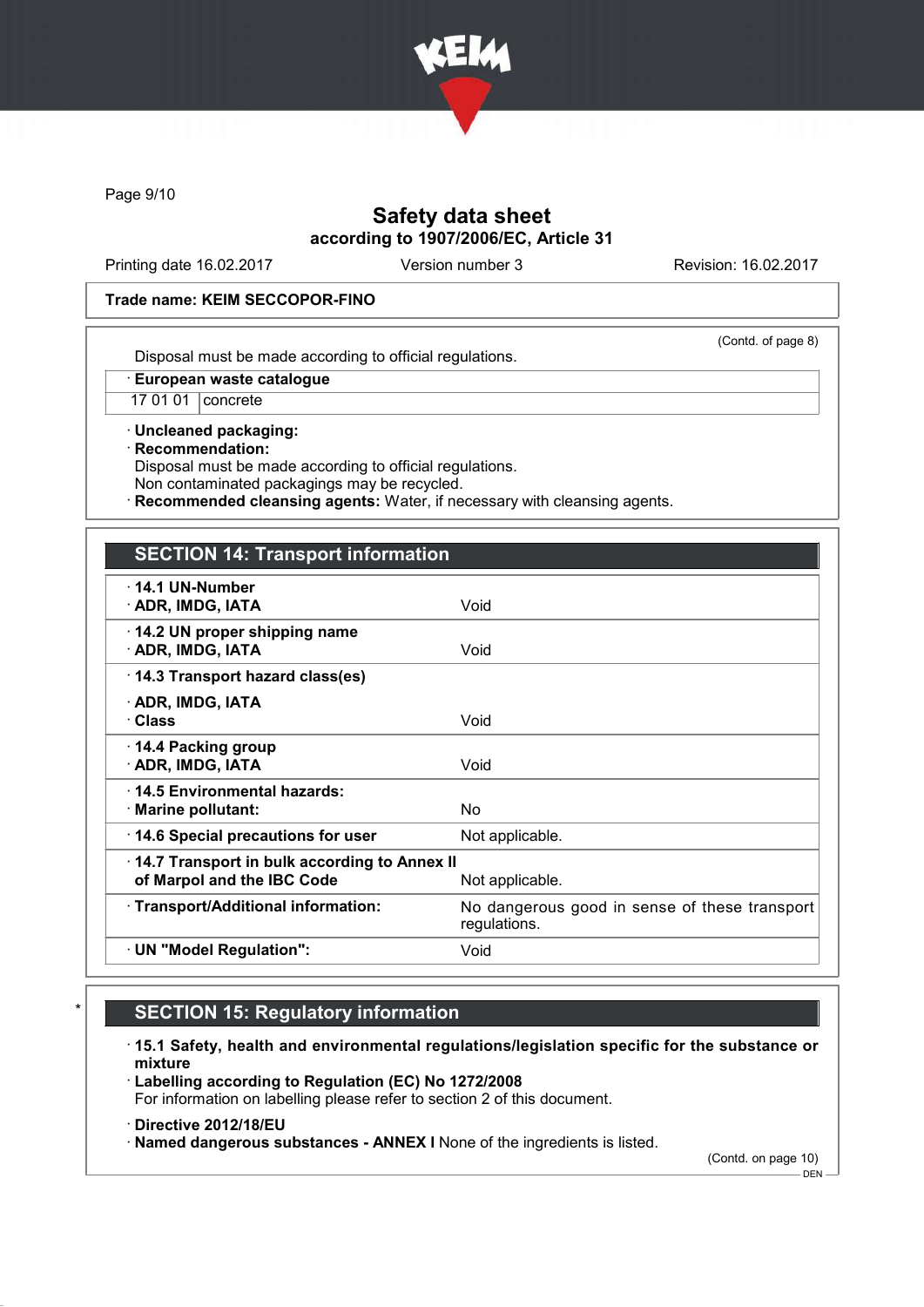Trade name: KEIM SECCOPOR-FINO

(Contd. of page 8)

Disposal must be made according to official regulations.

| · European waste catalogue | |
|---|---|
| 17 01 01 | concrete |

· **Uncleaned packaging:**
· **Recommendation:**
Disposal must be made according to official regulations.
Non contaminated packagings may be recycled.
· **Recommended cleansing agents:** Water, if necessary with cleansing agents.

## SECTION 14: Transport information

| | |
|---|---|
| · **14.1 UN-Number** | |
| · **ADR, IMDG, IATA** | Void |
| · **14.2 UN proper shipping name** | |
| · **ADR, IMDG, IATA** | Void |
| · **14.3 Transport hazard class(es)** | |
| · **ADR, IMDG, IATA** | |
| · **Class** | Void |
| · **14.4 Packing group** | |
| · **ADR, IMDG, IATA** | Void |
| · **14.5 Environmental hazards:** | |
| · **Marine pollutant:** | No |
| · **14.6 Special precautions for user** | Not applicable. |
| · **14.7 Transport in bulk according to Annex II of Marpol and the IBC Code** | Not applicable. |
| · **Transport/Additional information:** | No dangerous good in sense of these transport regulations. |
| · **UN "Model Regulation":** | Void |

## * SECTION 15: Regulatory information

· **15.1 Safety, health and environmental regulations/legislation specific for the substance or mixture**
· **Labelling according to Regulation (EC) No 1272/2008**
For information on labelling please refer to section 2 of this document.

· **Directive 2012/18/EU**
· **Named dangerous substances - ANNEX I** None of the ingredients is listed.

(Contd. on page 10)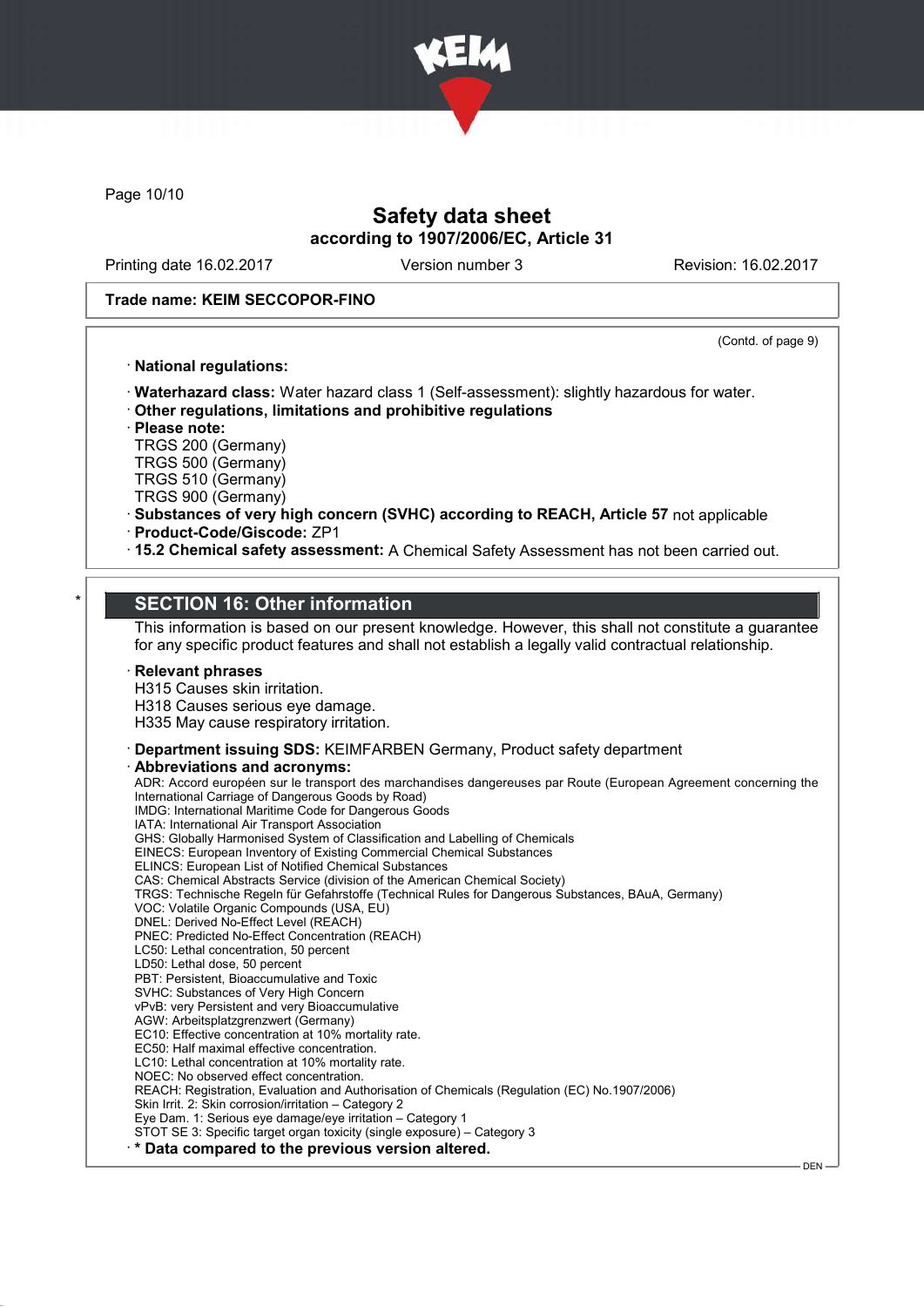Trade name: KEIM SECCOPOR-FINO

(Contd. of page 9)

· **National regulations:**

· **Waterhazard class:** Water hazard class 1 (Self-assessment): slightly hazardous for water.
· **Other regulations, limitations and prohibitive regulations**
· **Please note:**
TRGS 200 (Germany)
TRGS 500 (Germany)
TRGS 510 (Germany)
TRGS 900 (Germany)
· **Substances of very high concern (SVHC) according to REACH, Article 57** not applicable
· **Product-Code/Giscode:** ZP1
· **15.2 Chemical safety assessment:** A Chemical Safety Assessment has not been carried out.

\* 

## SECTION 16: Other information

This information is based on our present knowledge. However, this shall not constitute a guarantee for any specific product features and shall not establish a legally valid contractual relationship.

· **Relevant phrases**
H315 Causes skin irritation.
H318 Causes serious eye damage.
H335 May cause respiratory irritation.

· **Department issuing SDS:** KEIMFARBEN Germany, Product safety department
· **Abbreviations and acronyms:**
ADR: Accord européen sur le transport des marchandises dangereuses par Route (European Agreement concerning the International Carriage of Dangerous Goods by Road)
IMDG: International Maritime Code for Dangerous Goods
IATA: International Air Transport Association
GHS: Globally Harmonised System of Classification and Labelling of Chemicals
EINECS: European Inventory of Existing Commercial Chemical Substances
ELINCS: European List of Notified Chemical Substances
CAS: Chemical Abstracts Service (division of the American Chemical Society)
TRGS: Technische Regeln für Gefahrstoffe (Technical Rules for Dangerous Substances, BAuA, Germany)
VOC: Volatile Organic Compounds (USA, EU)
DNEL: Derived No-Effect Level (REACH)
PNEC: Predicted No-Effect Concentration (REACH)
LC50: Lethal concentration, 50 percent
LD50: Lethal dose, 50 percent
PBT: Persistent, Bioaccumulative and Toxic
SVHC: Substances of Very High Concern
vPvB: very Persistent and very Bioaccumulative
AGW: Arbeitsplatzgrenzwert (Germany)
EC10: Effective concentration at 10% mortality rate.
EC50: Half maximal effective concentration.
LC10: Lethal concentration at 10% mortality rate.
NOEC: No observed effect concentration.
REACH: Registration, Evaluation and Authorisation of Chemicals (Regulation (EC) No.1907/2006)
Skin Irrit. 2: Skin corrosion/irritation – Category 2
Eye Dam. 1: Serious eye damage/eye irritation – Category 1
STOT SE 3: Specific target organ toxicity (single exposure) – Category 3
· **\* Data compared to the previous version altered.**